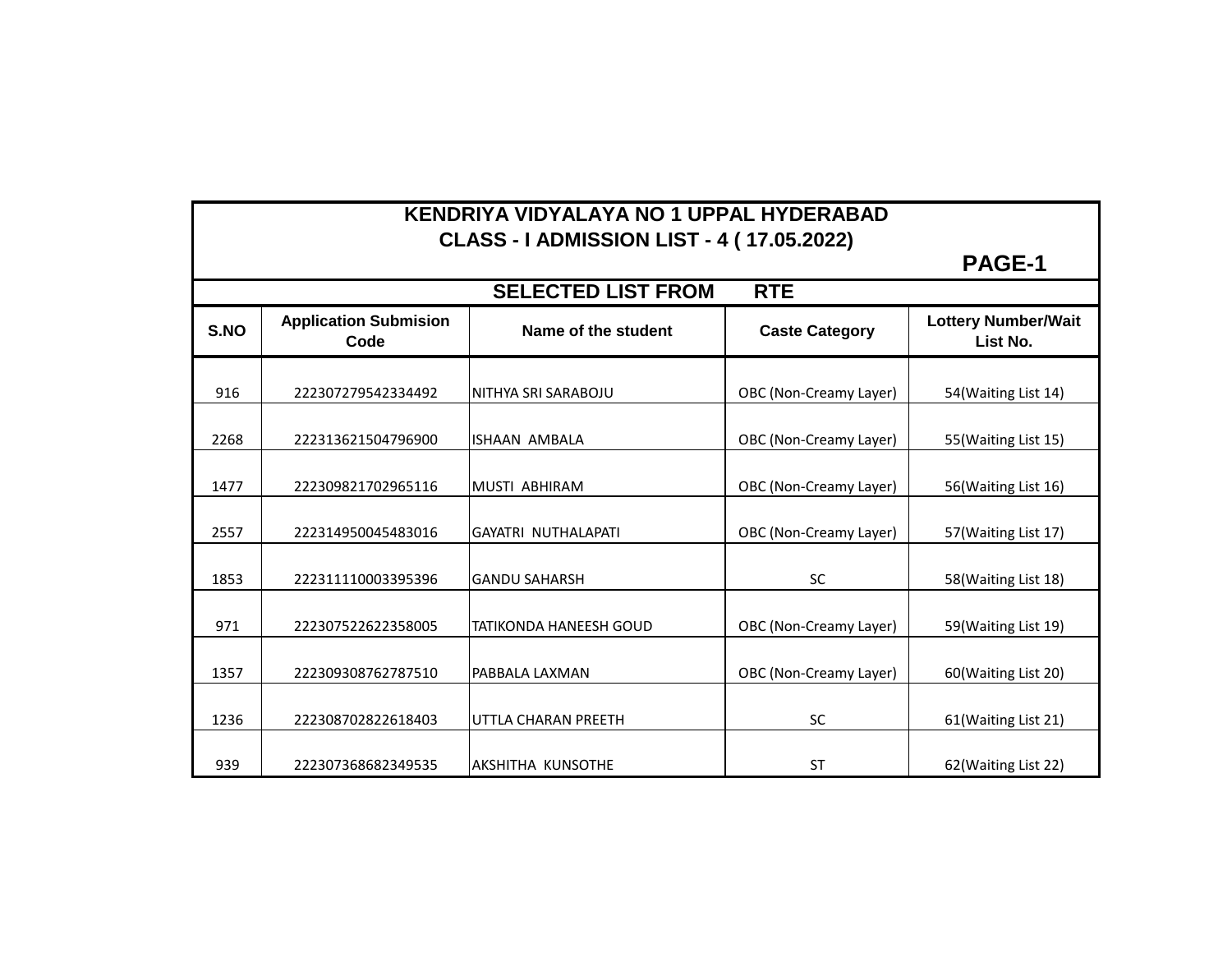# KENDRIYA VIDYALAYA NO 1 UPPAL HYDERABAD

## CLASS - I ADMISSION LIST - 4 ( 17.05.2022)

**PAGE-1**

### SELECTED LIST FROM RTE

| S.NO | Application Submision Code | Name of the student | Caste Category | Lottery Number/Wait List No. |
|---|---|---|---|---|
| 916 | 222307279542334492 | NITHYA SRI SARABOJU | OBC (Non-Creamy Layer) | 54(Waiting List 14) |
| 2268 | 222313621504796900 | ISHAAN AMBALA | OBC (Non-Creamy Layer) | 55(Waiting List 15) |
| 1477 | 222309821702965116 | MUSTI ABHIRAM | OBC (Non-Creamy Layer) | 56(Waiting List 16) |
| 2557 | 222314950045483016 | GAYATRI NUTHALAPATI | OBC (Non-Creamy Layer) | 57(Waiting List 17) |
| 1853 | 222311110003395396 | GANDU SAHARSH | SC | 58(Waiting List 18) |
| 971 | 222307522622358005 | TATIKONDA HANEESH GOUD | OBC (Non-Creamy Layer) | 59(Waiting List 19) |
| 1357 | 222309308762787510 | PABBALA LAXMAN | OBC (Non-Creamy Layer) | 60(Waiting List 20) |
| 1236 | 222308702822618403 | UTTLA CHARAN PREETH | SC | 61(Waiting List 21) |
| 939 | 222307368682349535 | AKSHITHA KUNSOTHE | ST | 62(Waiting List 22) |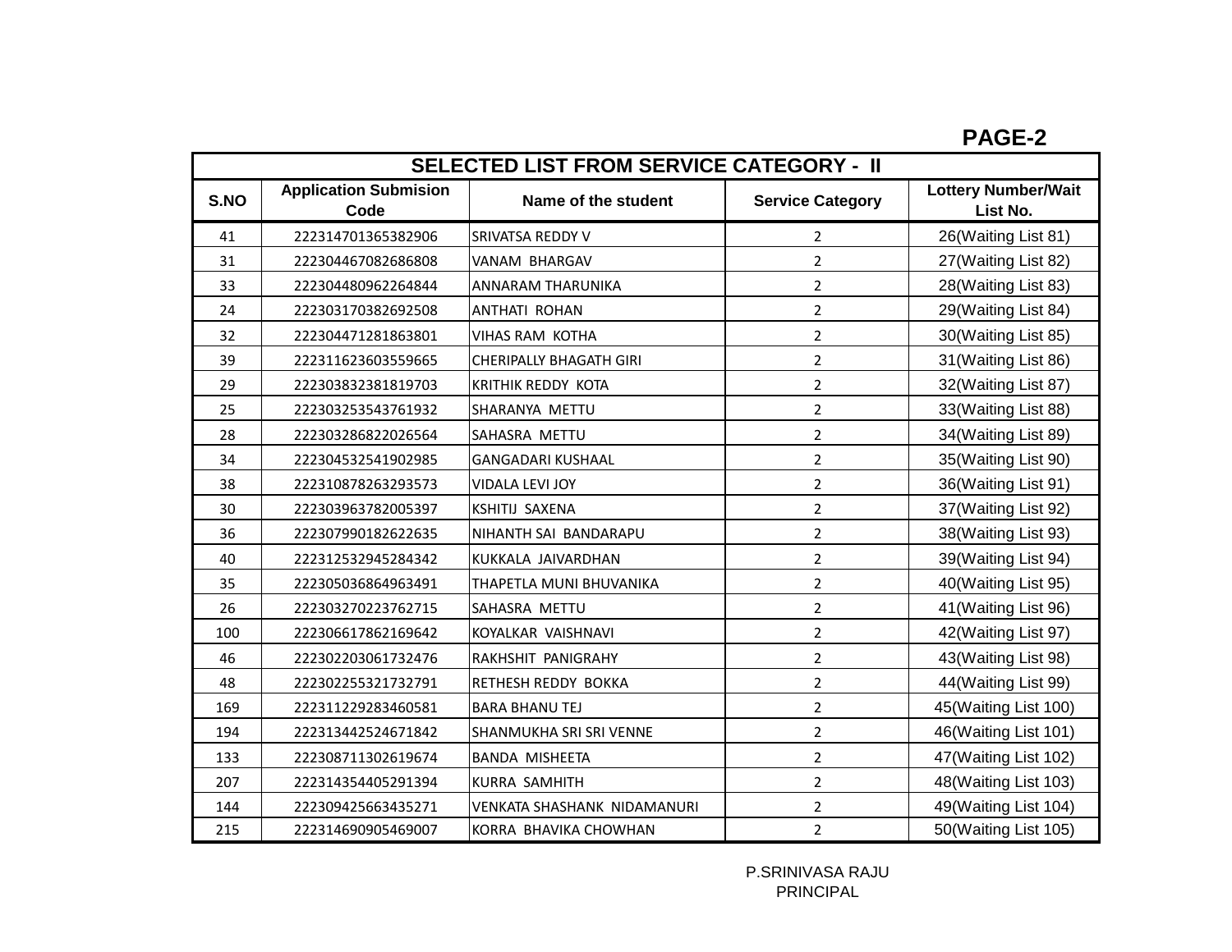**PAGE-2**

| SELECTED LIST FROM SERVICE CATEGORY - II | | | | |
|---|---|---|---|---|
| **S.NO** | **Application Submision Code** | **Name of the student** | **Service Category** | **Lottery Number/Wait List No.** |
| 41 | 222314701365382906 | SRIVATSA REDDY V | 2 | 26(Waiting List 81) |
| 31 | 222304467082686808 | VANAM BHARGAV | 2 | 27(Waiting List 82) |
| 33 | 222304480962264844 | ANNARAM THARUNIKA | 2 | 28(Waiting List 83) |
| 24 | 222303170382692508 | ANTHATI ROHAN | 2 | 29(Waiting List 84) |
| 32 | 222304471281863801 | VIHAS RAM KOTHA | 2 | 30(Waiting List 85) |
| 39 | 222311623603559665 | CHERIPALLY BHAGATH GIRI | 2 | 31(Waiting List 86) |
| 29 | 222303832381819703 | KRITHIK REDDY KOTA | 2 | 32(Waiting List 87) |
| 25 | 222303253543761932 | SHARANYA METTU | 2 | 33(Waiting List 88) |
| 28 | 222303286822026564 | SAHASRA METTU | 2 | 34(Waiting List 89) |
| 34 | 222304532541902985 | GANGADARI KUSHAAL | 2 | 35(Waiting List 90) |
| 38 | 222310878263293573 | VIDALA LEVI JOY | 2 | 36(Waiting List 91) |
| 30 | 222303963782005397 | KSHITIJ SAXENA | 2 | 37(Waiting List 92) |
| 36 | 222307990182622635 | NIHANTH SAI BANDARAPU | 2 | 38(Waiting List 93) |
| 40 | 222312532945284342 | KUKKALA JAIVARDHAN | 2 | 39(Waiting List 94) |
| 35 | 222305036864963491 | THAPETLA MUNI BHUVANIKA | 2 | 40(Waiting List 95) |
| 26 | 222303270223762715 | SAHASRA METTU | 2 | 41(Waiting List 96) |
| 100 | 222306617862169642 | KOYALKAR VAISHNAVI | 2 | 42(Waiting List 97) |
| 46 | 222302203061732476 | RAKHSHIT PANIGRAHY | 2 | 43(Waiting List 98) |
| 48 | 222302255321732791 | RETHESH REDDY BOKKA | 2 | 44(Waiting List 99) |
| 169 | 222311229283460581 | BARA BHANU TEJ | 2 | 45(Waiting List 100) |
| 194 | 222313442524671842 | SHANMUKHA SRI SRI VENNE | 2 | 46(Waiting List 101) |
| 133 | 222308711302619674 | BANDA MISHEETA | 2 | 47(Waiting List 102) |
| 207 | 222314354405291394 | KURRA SAMHITH | 2 | 48(Waiting List 103) |
| 144 | 222309425663435271 | VENKATA SHASHANK NIDAMANURI | 2 | 49(Waiting List 104) |
| 215 | 222314690905469007 | KORRA BHAVIKA CHOWHAN | 2 | 50(Waiting List 105) |

P.SRINIVASA RAJU
PRINCIPAL